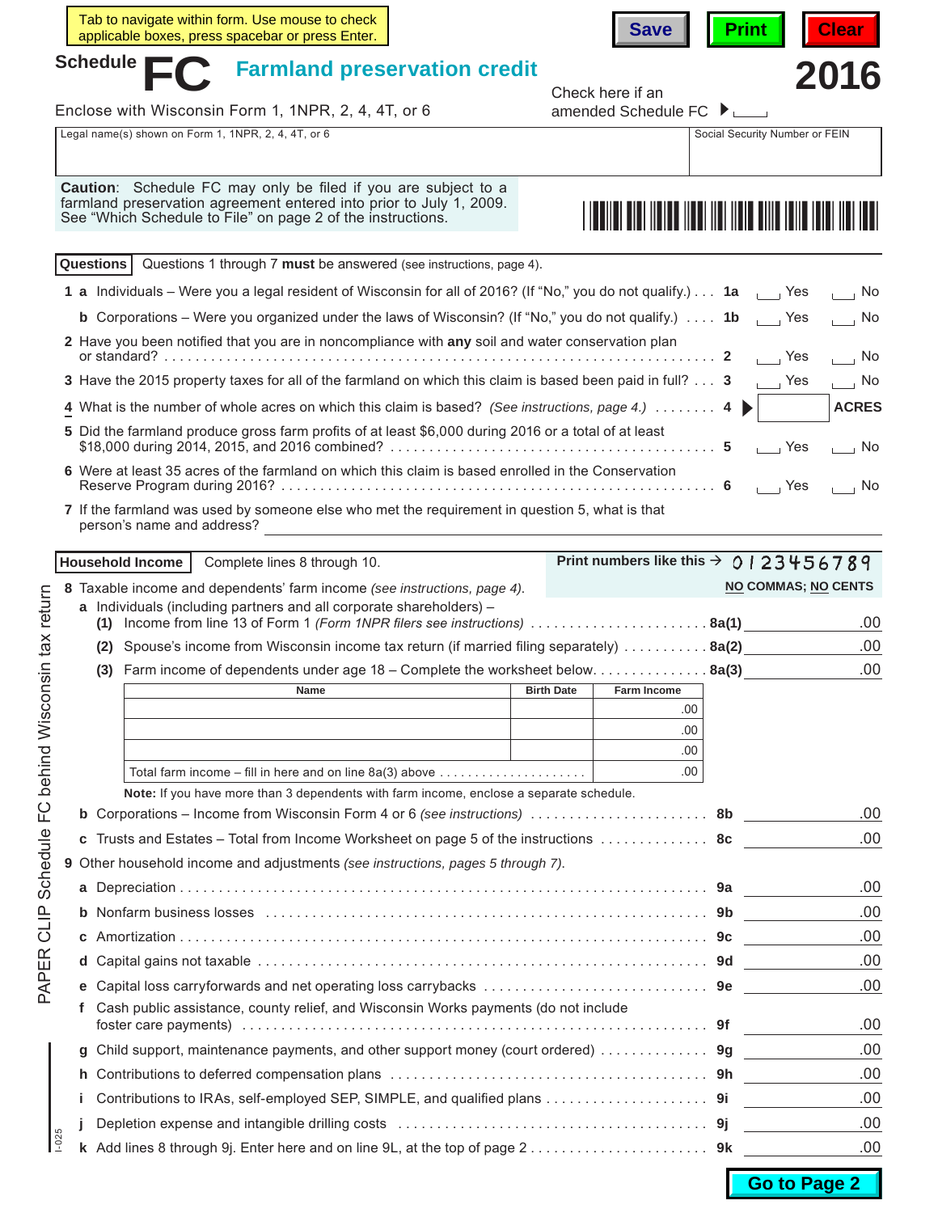Tab to navigate within form. Use mouse to check applicable boxes, press spacebar or press Enter.

Save | Print | Clear

# Schedule FC Farmland preservation credit

**2016**

Enclose with Wisconsin Form 1, 1NPR, 2, 4, 4T, or 6

Check here if an amended Schedule FC ▶ ☐

| Legal name(s) shown on Form 1, 1NPR, 2, 4, 4T, or 6 | Social Security Number or FEIN |
|---|---|
| | |

**Caution**: Schedule FC may only be filed if you are subject to a farmland preservation agreement entered into prior to July 1, 2009. See "Which Schedule to File" on page 2 of the instructions.

## Questions

Questions 1 through 7 **must** be answered (see instructions, page 4).

1 a Individuals – Were you a legal resident of Wisconsin for all of 2016? (If "No," you do not qualify.) . . . **1a** ☐ Yes ☐ No

b Corporations – Were you organized under the laws of Wisconsin? (If "No," you do not qualify.) . . . . **1b** ☐ Yes ☐ No

2 Have you been notified that you are in noncompliance with **any** soil and water conservation plan or standard? . . . . . **2** ☐ Yes ☐ No

3 Have the 2015 property taxes for all of the farmland on which this claim is based been paid in full? . . . **3** ☐ Yes ☐ No

4 What is the number of whole acres on which this claim is based? *(See instructions, page 4.)* . . . . . . . . **4** ▶ ________ **ACRES**

5 Did the farmland produce gross farm profits of at least $6,000 during 2016 or a total of at least $18,000 during 2014, 2015, and 2016 combined? . . . . . **5** ☐ Yes ☐ No

6 Were at least 35 acres of the farmland on which this claim is based enrolled in the Conservation Reserve Program during 2016? . . . . . **6** ☐ Yes ☐ No

7 If the farmland was used by someone else who met the requirement in question 5, what is that person's name and address? ____________________

## Household Income

Complete lines 8 through 10.

**Print numbers like this → 0 1 2 3 4 5 6 7 8 9**
**NO COMMAS; NO CENTS**

8 Taxable income and dependents' farm income *(see instructions, page 4).*

a Individuals (including partners and all corporate shareholders) –

(1) Income from line 13 of Form 1 *(Form 1NPR filers see instructions)* . . . . . . . **8a(1)** ________ .00

(2) Spouse's income from Wisconsin income tax return (if married filing separately) . . . . . **8a(2)** ________ .00

(3) Farm income of dependents under age 18 – Complete the worksheet below. . . . . . **8a(3)** ________ .00

| Name | Birth Date | Farm Income |
|---|---|---|
| | | .00 |
| | | .00 |
| | | .00 |
| Total farm income – fill in here and on line 8a(3) above . . . . . . . . | | .00 |

**Note:** If you have more than 3 dependents with farm income, enclose a separate schedule.

b Corporations – Income from Wisconsin Form 4 or 6 *(see instructions)* . . . . . . . **8b** ________ .00

c Trusts and Estates – Total from Income Worksheet on page 5 of the instructions . . . . . **8c** ________ .00

9 Other household income and adjustments *(see instructions, pages 5 through 7).*

a Depreciation . . . . . **9a** ________ .00

b Nonfarm business losses . . . . . **9b** ________ .00

c Amortization . . . . . **9c** ________ .00

d Capital gains not taxable . . . . . **9d** ________ .00

e Capital loss carryforwards and net operating loss carrybacks . . . . . **9e** ________ .00

f Cash public assistance, county relief, and Wisconsin Works payments (do not include foster care payments) . . . . . **9f** ________ .00

g Child support, maintenance payments, and other support money (court ordered) . . . . . **9g** ________ .00

h Contributions to deferred compensation plans . . . . . **9h** ________ .00

i Contributions to IRAs, self-employed SEP, SIMPLE, and qualified plans . . . . . **9i** ________ .00

j Depletion expense and intangible drilling costs . . . . . **9j** ________ .00

k Add lines 8 through 9j. Enter here and on line 9L, at the top of page 2 . . . . . **9k** ________ .00

PAPER CLIP Schedule FC behind Wisconsin tax return

I-025

Go to Page 2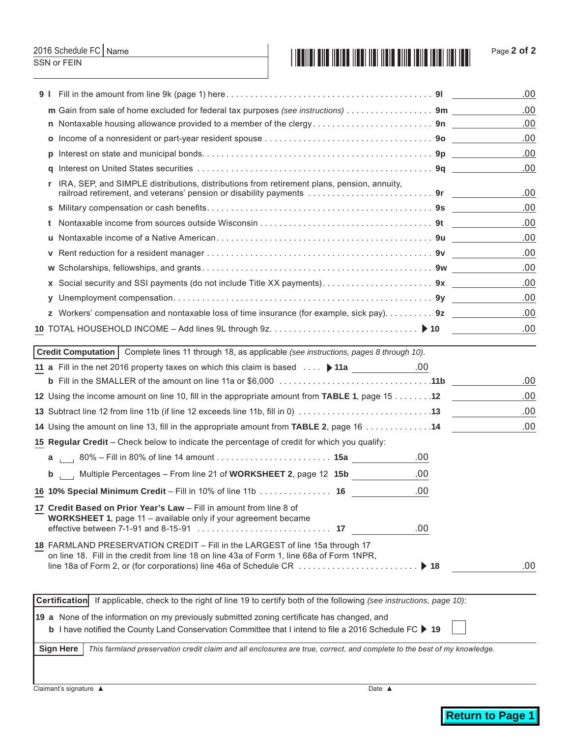2016 Schedule FC | Name

SSN or FEIN

| | | | |
|---|---|---|---|
| 9 | l | Fill in the amount from line 9k (page 1) here | 9l .00 |
| | m | Gain from sale of home excluded for federal tax purposes *(see instructions)* | 9m .00 |
| | n | Nontaxable housing allowance provided to a member of the clergy | 9n .00 |
| | o | Income of a nonresident or part-year resident spouse | 9o .00 |
| | p | Interest on state and municipal bonds | 9p .00 |
| | q | Interest on United States securities | 9q .00 |
| | r | IRA, SEP, and SIMPLE distributions, distributions from retirement plans, pension, annuity, railroad retirement, and veterans' pension or disability payments | 9r .00 |
| | s | Military compensation or cash benefits | 9s .00 |
| | t | Nontaxable income from sources outside Wisconsin | 9t .00 |
| | u | Nontaxable income of a Native American | 9u .00 |
| | v | Rent reduction for a resident manager | 9v .00 |
| | w | Scholarships, fellowships, and grants | 9w .00 |
| | x | Social security and SSI payments (do not include Title XX payments) | 9x .00 |
| | y | Unemployment compensation | 9y .00 |
| | z | Workers' compensation and nontaxable loss of time insurance (for example, sick pay) | 9z .00 |
| 10 | | TOTAL HOUSEHOLD INCOME – Add lines 9L through 9z | ▶ 10 .00 |

**Credit Computation** Complete lines 11 through 18, as applicable *(see instructions, pages 8 through 10)*.

**11 a** Fill in the net 2016 property taxes on which this claim is based ▶ **11a** .00

**b** Fill in the SMALLER of the amount on line 11a or $6,000 **11b** .00

**12** Using the income amount on line 10, fill in the appropriate amount from **TABLE 1**, page 15 **12** .00

**13** Subtract line 12 from line 11b (if line 12 exceeds line 11b, fill in 0) **13** .00

**14** Using the amount on line 13, fill in the appropriate amount from **TABLE 2**, page 16 **14** .00

**15 Regular Credit** – Check below to indicate the percentage of credit for which you qualify:

**a** ☐ 80% – Fill in 80% of line 14 amount **15a** .00

**b** ☐ Multiple Percentages – From line 21 of **WORKSHEET 2**, page 12 **15b** .00

**16 10% Special Minimum Credit** – Fill in 10% of line 11b **16** .00

**17 Credit Based on Prior Year's Law** – Fill in amount from line 8 of **WORKSHEET 1**, page 11 – available only if your agreement became effective between 7-1-91 and 8-15-91 **17** .00

**18** FARMLAND PRESERVATION CREDIT – Fill in the LARGEST of line 15a through 17 on line 18. Fill in the credit from line 18 on line 43a of Form 1, line 68a of Form 1NPR, line 18a of Form 2, or (for corporations) line 46a of Schedule CR ▶ **18** .00

**Certification** If applicable, check to the right of line 19 to certify both of the following *(see instructions, page 10)*:

**19 a** None of the information on my previously submitted zoning certificate has changed, and

**b** I have notified the County Land Conservation Committee that I intend to file a 2016 Schedule FC ▶ **19** ☐

**Sign Here** *This farmland preservation credit claim and all enclosures are true, correct, and complete to the best of my knowledge.*

Claimant's signature ▲ Date ▲

Return to Page 1